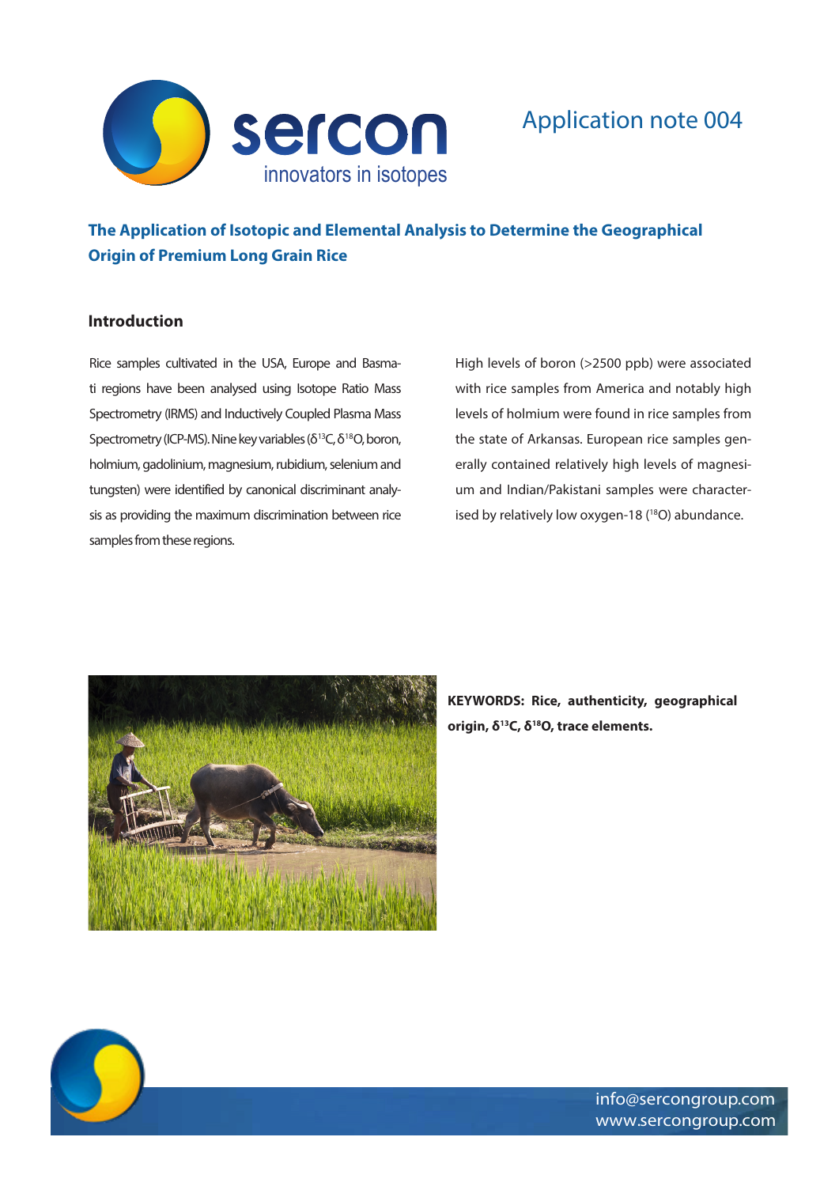Application note 004

# The Application of Isotopic and Elemental Analysis to Determine the Geographical Origin of Premium Long Grain Rice

## Introduction

Rice samples cultivated in the USA, Europe and Basmati regions have been analysed using Isotope Ratio Mass Spectrometry (IRMS) and Inductively Coupled Plasma Mass Spectrometry (ICP-MS). Nine key variables ($\delta^{13}C$, $\delta^{18}O$, boron, holmium, gadolinium, magnesium, rubidium, selenium and tungsten) were identified by canonical discriminant analysis as providing the maximum discrimination between rice samples from these regions.

High levels of boron (>2500 ppb) were associated with rice samples from America and notably high levels of holmium were found in rice samples from the state of Arkansas. European rice samples generally contained relatively high levels of magnesium and Indian/Pakistani samples were characterised by relatively low oxygen-18 ($^{18}O$) abundance.

**KEYWORDS: Rice, authenticity, geographical origin, $\delta^{13}C$, $\delta^{18}O$, trace elements.**

info@sercongroup.com
www.sercongroup.com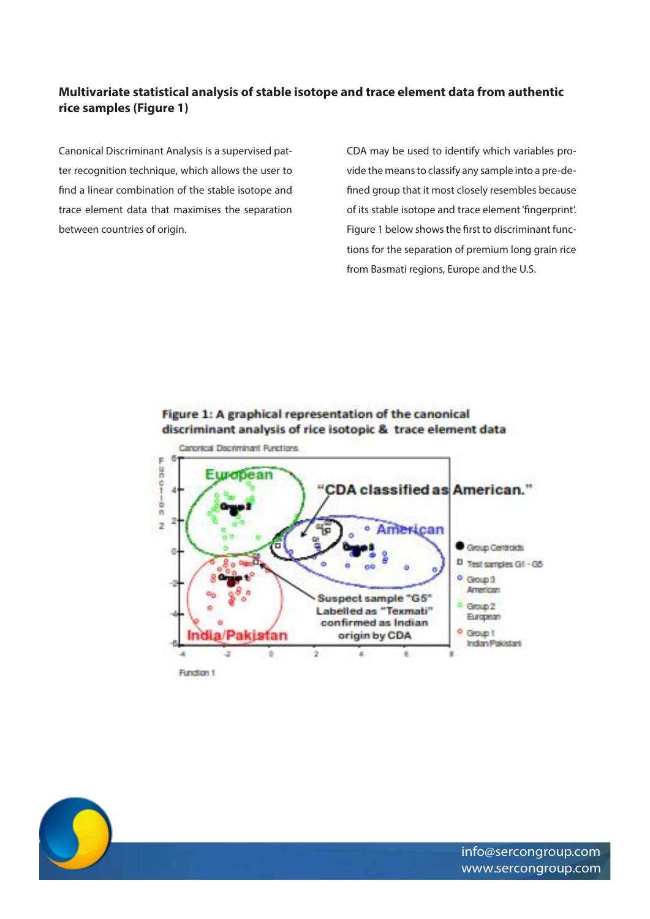**Multivariate statistical analysis of stable isotope and trace element data from authentic rice samples (Figure 1)**

Canonical Discriminant Analysis is a supervised patter recognition technique, which allows the user to find a linear combination of the stable isotope and trace element data that maximises the separation between countries of origin.

CDA may be used to identify which variables provide the means to classify any sample into a pre-defined group that it most closely resembles because of its stable isotope and trace element 'fingerprint'. Figure 1 below shows the first to discriminant functions for the separation of premium long grain rice from Basmati regions, Europe and the U.S.

**Figure 1: A graphical representation of the canonical discriminant analysis of rice isotopic & trace element data**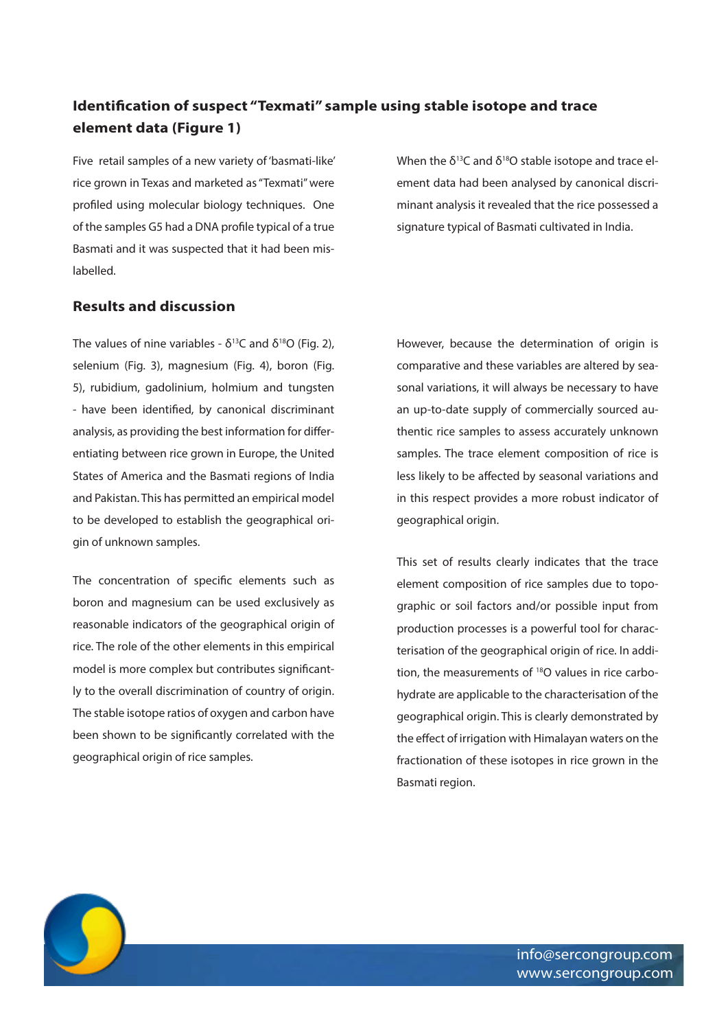## Identification of suspect "Texmati" sample using stable isotope and trace element data (Figure 1)

Five retail samples of a new variety of 'basmati-like' rice grown in Texas and marketed as "Texmati" were profiled using molecular biology techniques. One of the samples G5 had a DNA profile typical of a true Basmati and it was suspected that it had been mislabelled.

When the $\delta^{13}C$ and $\delta^{18}O$ stable isotope and trace element data had been analysed by canonical discriminant analysis it revealed that the rice possessed a signature typical of Basmati cultivated in India.

## Results and discussion

The values of nine variables - $\delta^{13}C$ and $\delta^{18}O$ (Fig. 2), selenium (Fig. 3), magnesium (Fig. 4), boron (Fig. 5), rubidium, gadolinium, holmium and tungsten - have been identified, by canonical discriminant analysis, as providing the best information for differentiating between rice grown in Europe, the United States of America and the Basmati regions of India and Pakistan. This has permitted an empirical model to be developed to establish the geographical origin of unknown samples.

The concentration of specific elements such as boron and magnesium can be used exclusively as reasonable indicators of the geographical origin of rice. The role of the other elements in this empirical model is more complex but contributes significantly to the overall discrimination of country of origin. The stable isotope ratios of oxygen and carbon have been shown to be significantly correlated with the geographical origin of rice samples.

However, because the determination of origin is comparative and these variables are altered by seasonal variations, it will always be necessary to have an up-to-date supply of commercially sourced authentic rice samples to assess accurately unknown samples. The trace element composition of rice is less likely to be affected by seasonal variations and in this respect provides a more robust indicator of geographical origin.

This set of results clearly indicates that the trace element composition of rice samples due to topographic or soil factors and/or possible input from production processes is a powerful tool for characterisation of the geographical origin of rice. In addition, the measurements of $^{18}O$ values in rice carbohydrate are applicable to the characterisation of the geographical origin. This is clearly demonstrated by the effect of irrigation with Himalayan waters on the fractionation of these isotopes in rice grown in the Basmati region.

info@sercongroup.com
www.sercongroup.com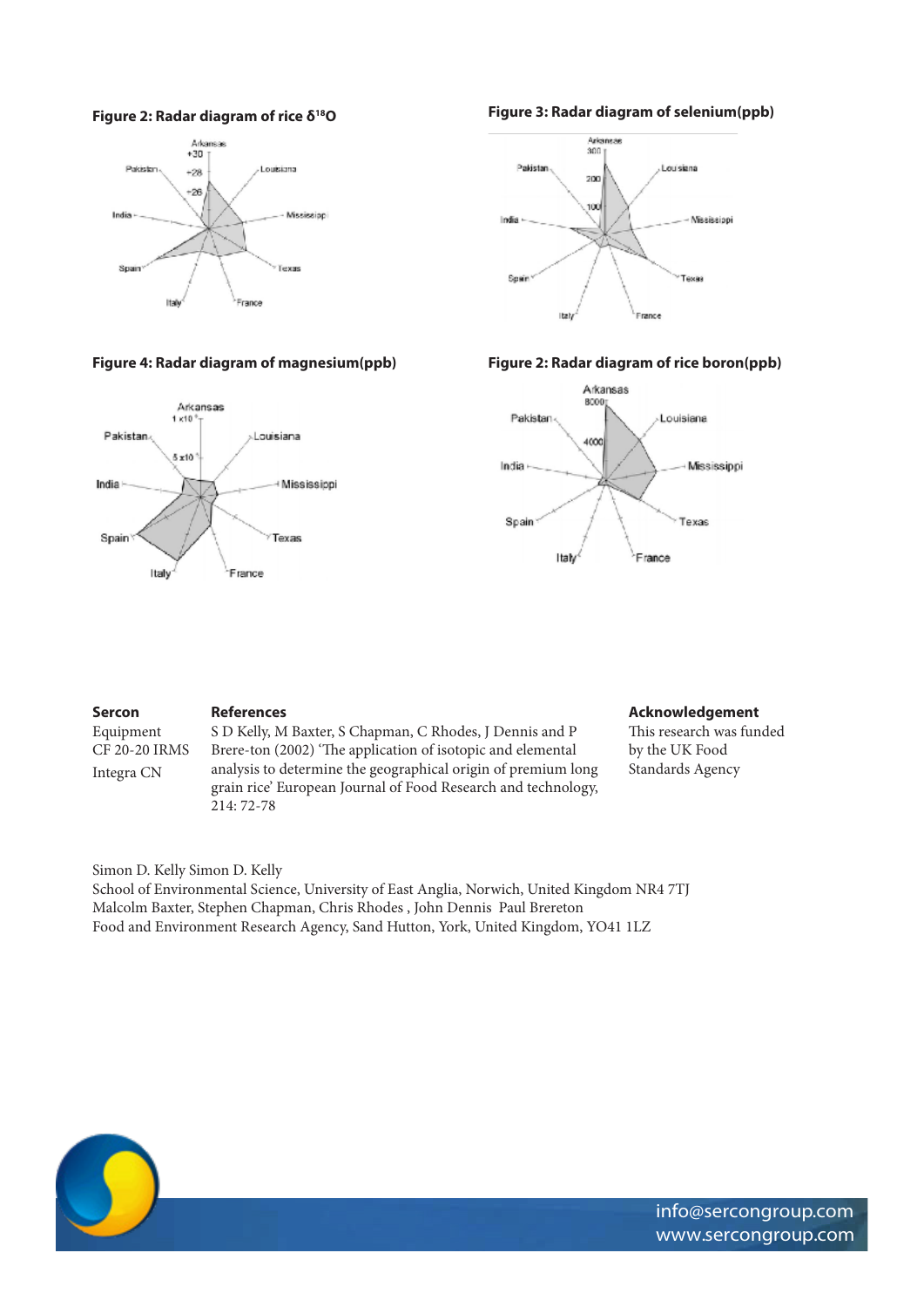**Figure 2: Radar diagram of rice $\delta^{18}O$**

Arkansas
+30
+28
+26
Louisiana
Mississippi
Texas
France
Italy
Spain
India
Pakistan

**Figure 3: Radar diagram of selenium(ppb)**

Arkansas
300
200
100
Louisiana
Mississippi
Texas
France
Italy
Spain
India
Pakistan

**Figure 4: Radar diagram of magnesium(ppb)**

Arkansas
1 x10
5 x10
Louisiana
Mississippi
Texas
France
Italy
Spain
India
Pakistan

**Figure 2: Radar diagram of rice boron(ppb)**

Arkansas
8000
4000
Louisiana
Mississippi
Texas
France
Italy
Spain
India
Pakistan

**Sercon**

Equipment
CF 20-20 IRMS
Integra CN

**References**

S D Kelly, M Baxter, S Chapman, C Rhodes, J Dennis and P Brere-ton (2002) 'The application of isotopic and elemental analysis to determine the geographical origin of premium long grain rice' European Journal of Food Research and technology, 214: 72-78

**Acknowledgement**

This research was funded by the UK Food Standards Agency

Simon D. Kelly Simon D. Kelly
School of Environmental Science, University of East Anglia, Norwich, United Kingdom NR4 7TJ
Malcolm Baxter, Stephen Chapman, Chris Rhodes , John Dennis Paul Brereton
Food and Environment Research Agency, Sand Hutton, York, United Kingdom, YO41 1LZ

info@sercongroup.com
www.sercongroup.com